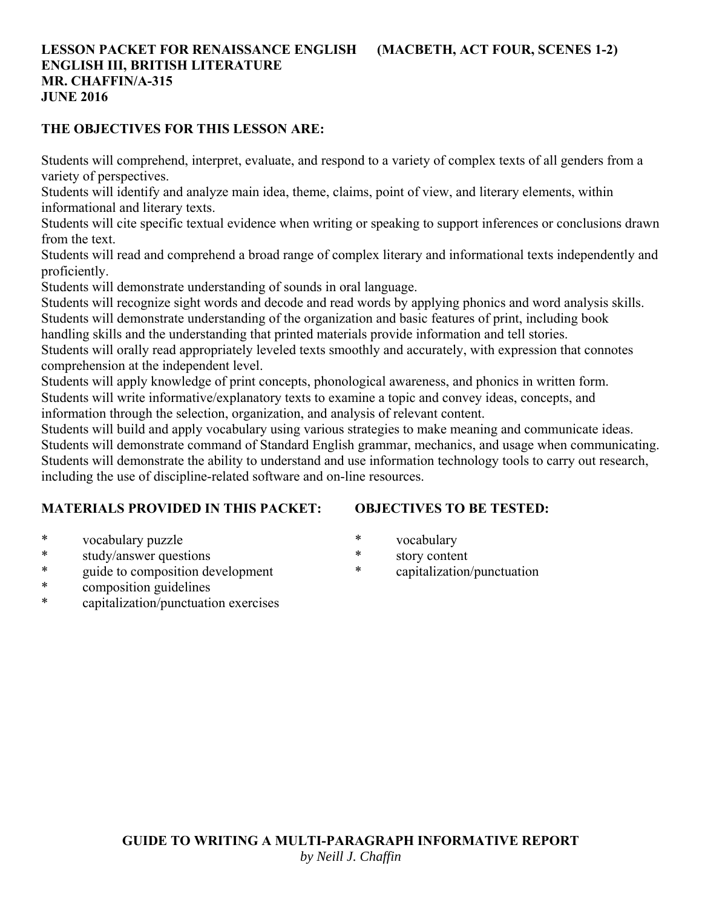**LESSON PACKET FOR RENAISSANCE ENGLISH (MACBETH, ACT FOUR, SCENES 1-2)**
**ENGLISH III, BRITISH LITERATURE**
**MR. CHAFFIN/A-315**
**JUNE 2016**

**THE OBJECTIVES FOR THIS LESSON ARE:**

Students will comprehend, interpret, evaluate, and respond to a variety of complex texts of all genders from a variety of perspectives.
Students will identify and analyze main idea, theme, claims, point of view, and literary elements, within informational and literary texts.
Students will cite specific textual evidence when writing or speaking to support inferences or conclusions drawn from the text.
Students will read and comprehend a broad range of complex literary and informational texts independently and proficiently.
Students will demonstrate understanding of sounds in oral language.
Students will recognize sight words and decode and read words by applying phonics and word analysis skills.
Students will demonstrate understanding of the organization and basic features of print, including book handling skills and the understanding that printed materials provide information and tell stories.
Students will orally read appropriately leveled texts smoothly and accurately, with expression that connotes comprehension at the independent level.
Students will apply knowledge of print concepts, phonological awareness, and phonics in written form.
Students will write informative/explanatory texts to examine a topic and convey ideas, concepts, and information through the selection, organization, and analysis of relevant content.
Students will build and apply vocabulary using various strategies to make meaning and communicate ideas.
Students will demonstrate command of Standard English grammar, mechanics, and usage when communicating.
Students will demonstrate the ability to understand and use information technology tools to carry out research, including the use of discipline-related software and on-line resources.

**MATERIALS PROVIDED IN THIS PACKET:**

* vocabulary puzzle
* study/answer questions
* guide to composition development
* composition guidelines
* capitalization/punctuation exercises

**OBJECTIVES TO BE TESTED:**

* vocabulary
* story content
* capitalization/punctuation

**GUIDE TO WRITING A MULTI-PARAGRAPH INFORMATIVE REPORT**
*by Neill J. Chaffin*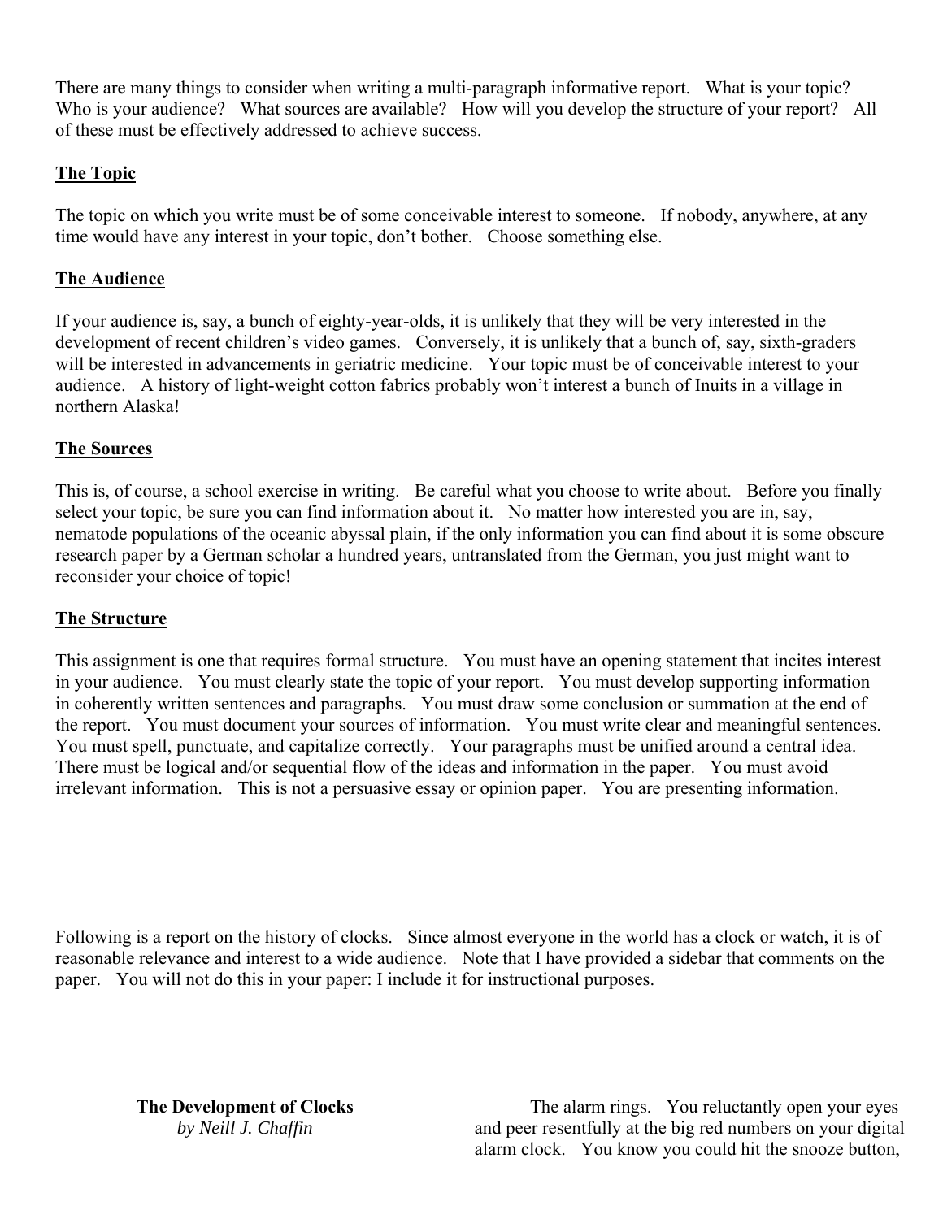There are many things to consider when writing a multi-paragraph informative report. What is your topic? Who is your audience? What sources are available? How will you develop the structure of your report? All of these must be effectively addressed to achieve success.

**The Topic**

The topic on which you write must be of some conceivable interest to someone. If nobody, anywhere, at any time would have any interest in your topic, don't bother. Choose something else.

**The Audience**

If your audience is, say, a bunch of eighty-year-olds, it is unlikely that they will be very interested in the development of recent children's video games. Conversely, it is unlikely that a bunch of, say, sixth-graders will be interested in advancements in geriatric medicine. Your topic must be of conceivable interest to your audience. A history of light-weight cotton fabrics probably won't interest a bunch of Inuits in a village in northern Alaska!

**The Sources**

This is, of course, a school exercise in writing. Be careful what you choose to write about. Before you finally select your topic, be sure you can find information about it. No matter how interested you are in, say, nematode populations of the oceanic abyssal plain, if the only information you can find about it is some obscure research paper by a German scholar a hundred years, untranslated from the German, you just might want to reconsider your choice of topic!

**The Structure**

This assignment is one that requires formal structure. You must have an opening statement that incites interest in your audience. You must clearly state the topic of your report. You must develop supporting information in coherently written sentences and paragraphs. You must draw some conclusion or summation at the end of the report. You must document your sources of information. You must write clear and meaningful sentences. You must spell, punctuate, and capitalize correctly. Your paragraphs must be unified around a central idea. There must be logical and/or sequential flow of the ideas and information in the paper. You must avoid irrelevant information. This is not a persuasive essay or opinion paper. You are presenting information.

Following is a report on the history of clocks. Since almost everyone in the world has a clock or watch, it is of reasonable relevance and interest to a wide audience. Note that I have provided a sidebar that comments on the paper. You will not do this in your paper: I include it for instructional purposes.

**The Development of Clocks**
*by Neill J. Chaffin*

The alarm rings. You reluctantly open your eyes and peer resentfully at the big red numbers on your digital alarm clock. You know you could hit the snooze button,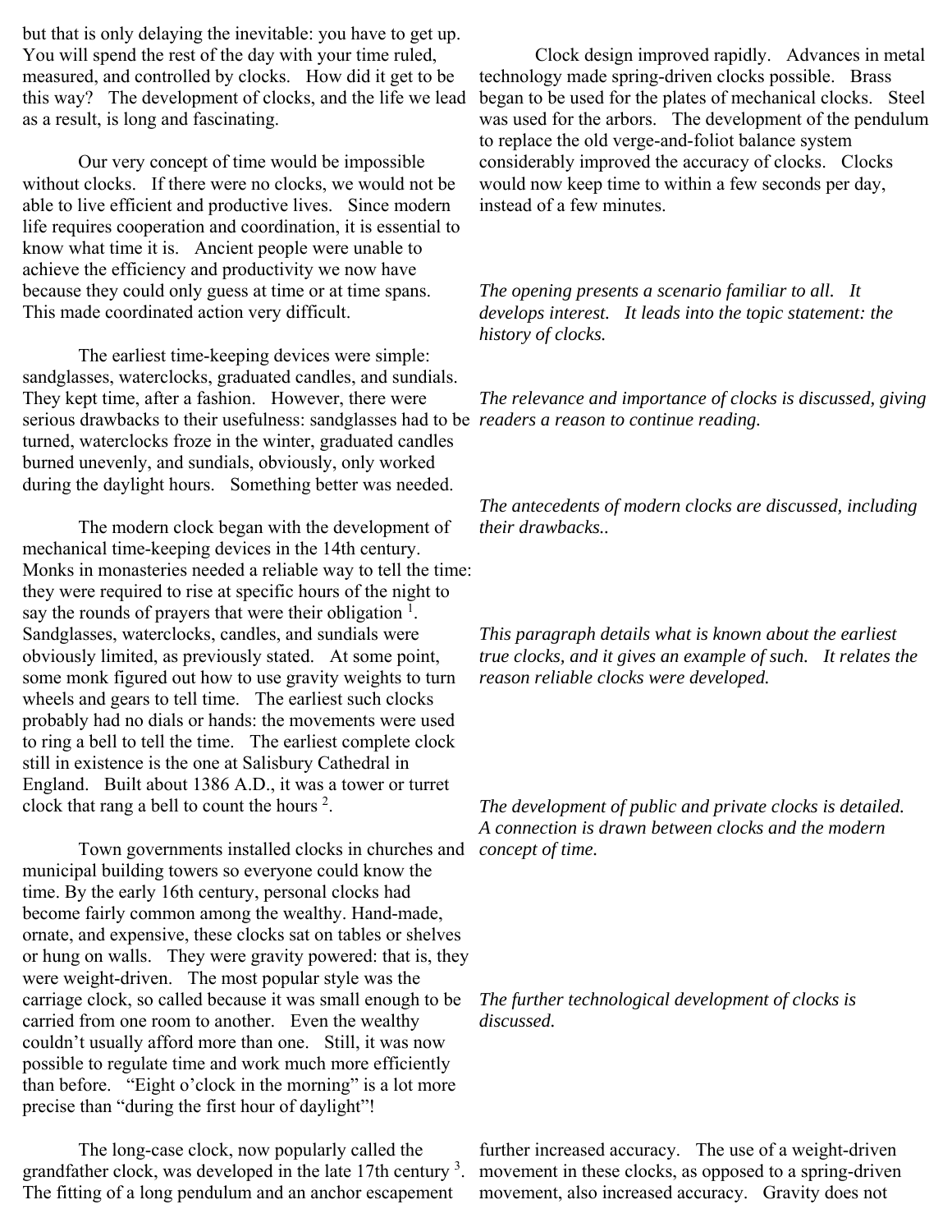but that is only delaying the inevitable: you have to get up. You will spend the rest of the day with your time ruled, measured, and controlled by clocks. How did it get to be this way? The development of clocks, and the life we lead as a result, is long and fascinating.

Our very concept of time would be impossible without clocks. If there were no clocks, we would not be able to live efficient and productive lives. Since modern life requires cooperation and coordination, it is essential to know what time it is. Ancient people were unable to achieve the efficiency and productivity we now have because they could only guess at time or at time spans. This made coordinated action very difficult.

The earliest time-keeping devices were simple: sandglasses, waterclocks, graduated candles, and sundials. They kept time, after a fashion. However, there were serious drawbacks to their usefulness: sandglasses had to be turned, waterclocks froze in the winter, graduated candles burned unevenly, and sundials, obviously, only worked during the daylight hours. Something better was needed.

The modern clock began with the development of mechanical time-keeping devices in the 14th century. Monks in monasteries needed a reliable way to tell the time: they were required to rise at specific hours of the night to say the rounds of prayers that were their obligation [1]. Sandglasses, waterclocks, candles, and sundials were obviously limited, as previously stated. At some point, some monk figured out how to use gravity weights to turn wheels and gears to tell time. The earliest such clocks probably had no dials or hands: the movements were used to ring a bell to tell the time. The earliest complete clock still in existence is the one at Salisbury Cathedral in England. Built about 1386 A.D., it was a tower or turret clock that rang a bell to count the hours [2].

Town governments installed clocks in churches and municipal building towers so everyone could know the time. By the early 16th century, personal clocks had become fairly common among the wealthy. Hand-made, ornate, and expensive, these clocks sat on tables or shelves or hung on walls. They were gravity powered: that is, they were weight-driven. The most popular style was the carriage clock, so called because it was small enough to be carried from one room to another. Even the wealthy couldn't usually afford more than one. Still, it was now possible to regulate time and work much more efficiently than before. "Eight o'clock in the morning" is a lot more precise than "during the first hour of daylight"!

The long-case clock, now popularly called the grandfather clock, was developed in the late 17th century [3]. The fitting of a long pendulum and an anchor escapement

Clock design improved rapidly. Advances in metal technology made spring-driven clocks possible. Brass began to be used for the plates of mechanical clocks. Steel was used for the arbors. The development of the pendulum to replace the old verge-and-foliot balance system considerably improved the accuracy of clocks. Clocks would now keep time to within a few seconds per day, instead of a few minutes.

*The opening presents a scenario familiar to all. It develops interest. It leads into the topic statement: the history of clocks.*

*The relevance and importance of clocks is discussed, giving readers a reason to continue reading.*

*The antecedents of modern clocks are discussed, including their drawbacks..*

*This paragraph details what is known about the earliest true clocks, and it gives an example of such. It relates the reason reliable clocks were developed.*

*The development of public and private clocks is detailed. A connection is drawn between clocks and the modern concept of time.*

*The further technological development of clocks is discussed.*

further increased accuracy. The use of a weight-driven movement in these clocks, as opposed to a spring-driven movement, also increased accuracy. Gravity does not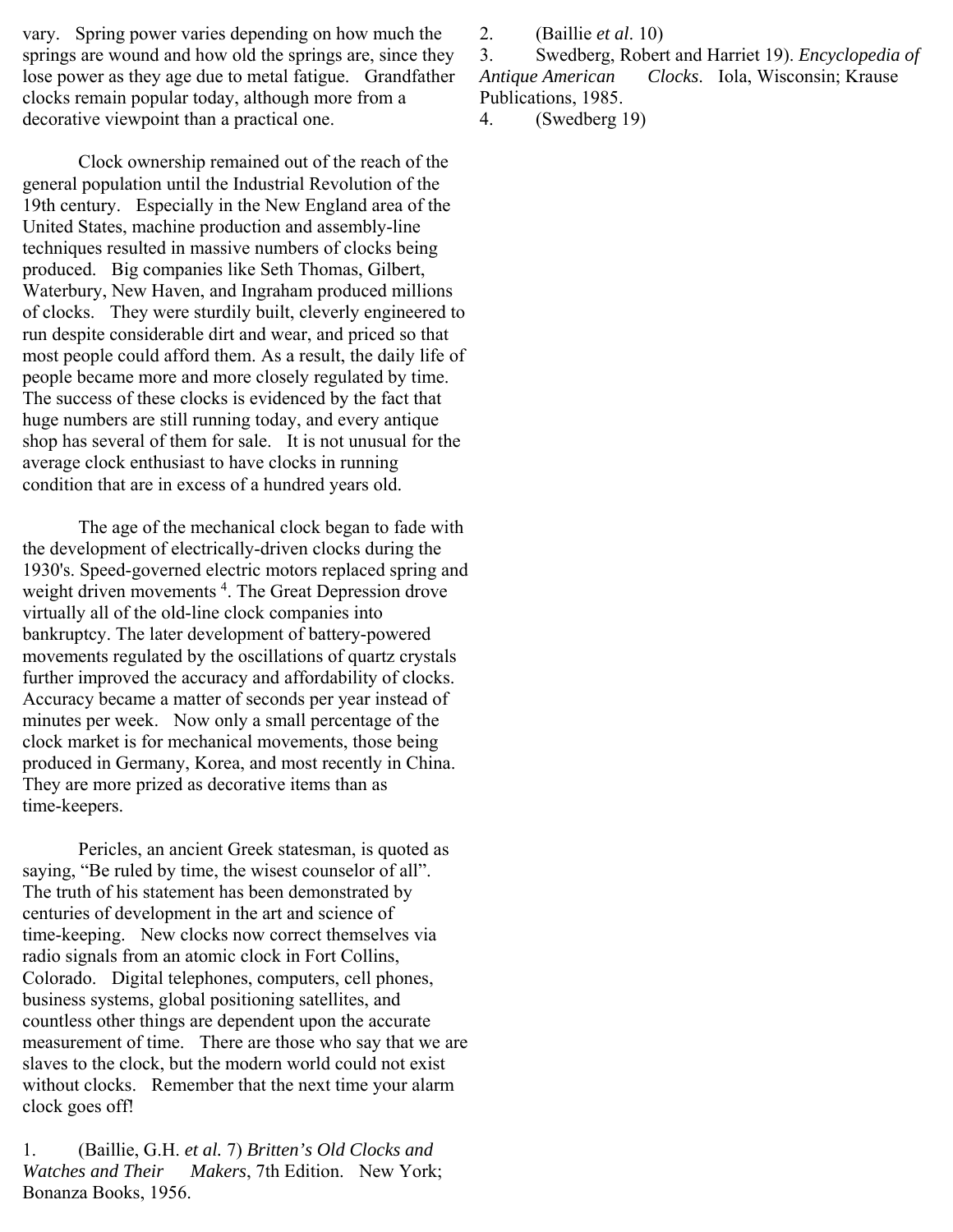vary. Spring power varies depending on how much the springs are wound and how old the springs are, since they lose power as they age due to metal fatigue. Grandfather clocks remain popular today, although more from a decorative viewpoint than a practical one.

Clock ownership remained out of the reach of the general population until the Industrial Revolution of the 19th century. Especially in the New England area of the United States, machine production and assembly-line techniques resulted in massive numbers of clocks being produced. Big companies like Seth Thomas, Gilbert, Waterbury, New Haven, and Ingraham produced millions of clocks. They were sturdily built, cleverly engineered to run despite considerable dirt and wear, and priced so that most people could afford them. As a result, the daily life of people became more and more closely regulated by time. The success of these clocks is evidenced by the fact that huge numbers are still running today, and every antique shop has several of them for sale. It is not unusual for the average clock enthusiast to have clocks in running condition that are in excess of a hundred years old.

The age of the mechanical clock began to fade with the development of electrically-driven clocks during the 1930's. Speed-governed electric motors replaced spring and weight driven movements [4]. The Great Depression drove virtually all of the old-line clock companies into bankruptcy. The later development of battery-powered movements regulated by the oscillations of quartz crystals further improved the accuracy and affordability of clocks. Accuracy became a matter of seconds per year instead of minutes per week. Now only a small percentage of the clock market is for mechanical movements, those being produced in Germany, Korea, and most recently in China. They are more prized as decorative items than as time-keepers.

Pericles, an ancient Greek statesman, is quoted as saying, “Be ruled by time, the wisest counselor of all”. The truth of his statement has been demonstrated by centuries of development in the art and science of time-keeping. New clocks now correct themselves via radio signals from an atomic clock in Fort Collins, Colorado. Digital telephones, computers, cell phones, business systems, global positioning satellites, and countless other things are dependent upon the accurate measurement of time. There are those who say that we are slaves to the clock, but the modern world could not exist without clocks. Remember that the next time your alarm clock goes off!

1. (Baillie, G.H. *et al.* 7) *Britten's Old Clocks and Watches and Their Makers*, 7th Edition. New York; Bonanza Books, 1956.
2. (Baillie *et al*. 10)
3. Swedberg, Robert and Harriet 19). *Encyclopedia of Antique American Clocks*. Iola, Wisconsin; Krause Publications, 1985.
4. (Swedberg 19)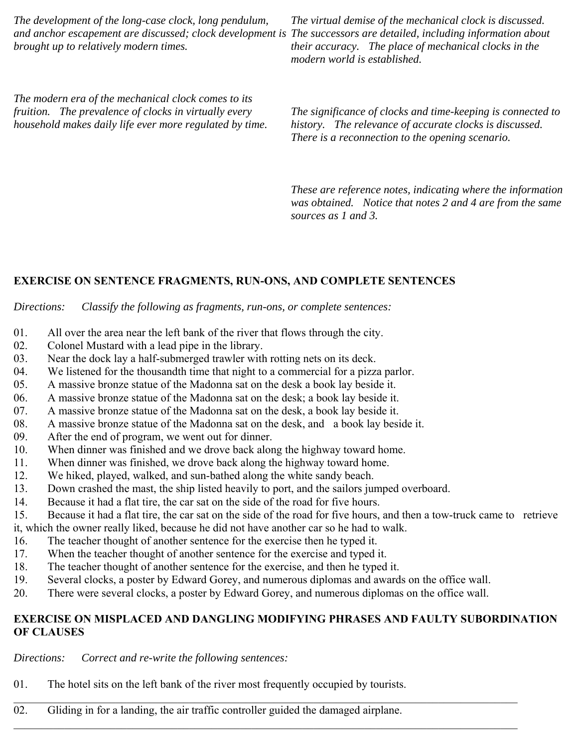*The development of the long-case clock, long pendulum, and anchor escapement are discussed; clock development is brought up to relatively modern times.*

*The virtual demise of the mechanical clock is discussed. The successors are detailed, including information about their accuracy. The place of mechanical clocks in the modern world is established.*

*The modern era of the mechanical clock comes to its fruition. The prevalence of clocks in virtually every household makes daily life ever more regulated by time.*

*The significance of clocks and time-keeping is connected to history. The relevance of accurate clocks is discussed. There is a reconnection to the opening scenario.*

*These are reference notes, indicating where the information was obtained. Notice that notes 2 and 4 are from the same sources as 1 and 3.*

**EXERCISE ON SENTENCE FRAGMENTS, RUN-ONS, AND COMPLETE SENTENCES**

*Directions: Classify the following as fragments, run-ons, or complete sentences:*

01. All over the area near the left bank of the river that flows through the city.
02. Colonel Mustard with a lead pipe in the library.
03. Near the dock lay a half-submerged trawler with rotting nets on its deck.
04. We listened for the thousandth time that night to a commercial for a pizza parlor.
05. A massive bronze statue of the Madonna sat on the desk a book lay beside it.
06. A massive bronze statue of the Madonna sat on the desk; a book lay beside it.
07. A massive bronze statue of the Madonna sat on the desk, a book lay beside it.
08. A massive bronze statue of the Madonna sat on the desk, and a book lay beside it.
09. After the end of program, we went out for dinner.
10. When dinner was finished and we drove back along the highway toward home.
11. When dinner was finished, we drove back along the highway toward home.
12. We hiked, played, walked, and sun-bathed along the white sandy beach.
13. Down crashed the mast, the ship listed heavily to port, and the sailors jumped overboard.
14. Because it had a flat tire, the car sat on the side of the road for five hours.
15. Because it had a flat tire, the car sat on the side of the road for five hours, and then a tow-truck came to retrieve it, which the owner really liked, because he did not have another car so he had to walk.
16. The teacher thought of another sentence for the exercise then he typed it.
17. When the teacher thought of another sentence for the exercise and typed it.
18. The teacher thought of another sentence for the exercise, and then he typed it.
19. Several clocks, a poster by Edward Gorey, and numerous diplomas and awards on the office wall.
20. There were several clocks, a poster by Edward Gorey, and numerous diplomas on the office wall.

**EXERCISE ON MISPLACED AND DANGLING MODIFYING PHRASES AND FAULTY SUBORDINATION OF CLAUSES**

*Directions: Correct and re-write the following sentences:*

01. The hotel sits on the left bank of the river most frequently occupied by tourists.

___________________________________________________________________________

02. Gliding in for a landing, the air traffic controller guided the damaged airplane.

___________________________________________________________________________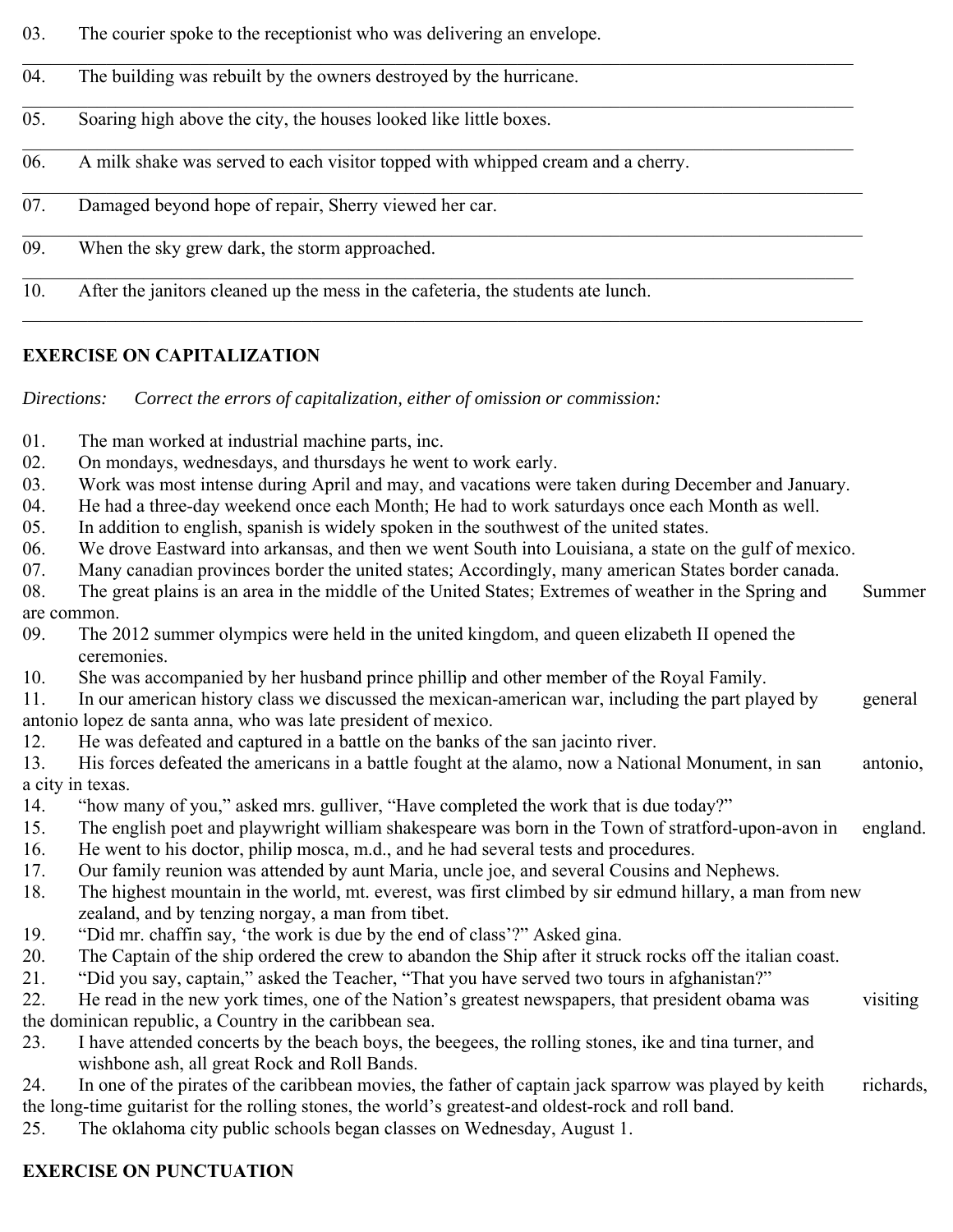03. The courier spoke to the receptionist who was delivering an envelope.

---

04. The building was rebuilt by the owners destroyed by the hurricane.

---

05. Soaring high above the city, the houses looked like little boxes.

---

06. A milk shake was served to each visitor topped with whipped cream and a cherry.

---

07. Damaged beyond hope of repair, Sherry viewed her car.

---

09. When the sky grew dark, the storm approached.

---

10. After the janitors cleaned up the mess in the cafeteria, the students ate lunch.

---

**EXERCISE ON CAPITALIZATION**

*Directions: Correct the errors of capitalization, either of omission or commission:*

01. The man worked at industrial machine parts, inc.
02. On mondays, wednesdays, and thursdays he went to work early.
03. Work was most intense during April and may, and vacations were taken during December and January.
04. He had a three-day weekend once each Month; He had to work saturdays once each Month as well.
05. In addition to english, spanish is widely spoken in the southwest of the united states.
06. We drove Eastward into arkansas, and then we went South into Louisiana, a state on the gulf of mexico.
07. Many canadian provinces border the united states; Accordingly, many american States border canada.
08. The great plains is an area in the middle of the United States; Extremes of weather in the Spring and Summer are common.
09. The 2012 summer olympics were held in the united kingdom, and queen elizabeth II opened the ceremonies.
10. She was accompanied by her husband prince phillip and other member of the Royal Family.
11. In our american history class we discussed the mexican-american war, including the part played by general antonio lopez de santa anna, who was late president of mexico.
12. He was defeated and captured in a battle on the banks of the san jacinto river.
13. His forces defeated the americans in a battle fought at the alamo, now a National Monument, in san antonio, a city in texas.
14. "how many of you," asked mrs. gulliver, "Have completed the work that is due today?"
15. The english poet and playwright william shakespeare was born in the Town of stratford-upon-avon in england.
16. He went to his doctor, philip mosca, m.d., and he had several tests and procedures.
17. Our family reunion was attended by aunt Maria, uncle joe, and several Cousins and Nephews.
18. The highest mountain in the world, mt. everest, was first climbed by sir edmund hillary, a man from new zealand, and by tenzing norgay, a man from tibet.
19. "Did mr. chaffin say, 'the work is due by the end of class'?" Asked gina.
20. The Captain of the ship ordered the crew to abandon the Ship after it struck rocks off the italian coast.
21. "Did you say, captain," asked the Teacher, "That you have served two tours in afghanistan?"
22. He read in the new york times, one of the Nation's greatest newspapers, that president obama was visiting the dominican republic, a Country in the caribbean sea.
23. I have attended concerts by the beach boys, the beegees, the rolling stones, ike and tina turner, and wishbone ash, all great Rock and Roll Bands.
24. In one of the pirates of the caribbean movies, the father of captain jack sparrow was played by keith richards, the long-time guitarist for the rolling stones, the world's greatest-and oldest-rock and roll band.
25. The oklahoma city public schools began classes on Wednesday, August 1.

**EXERCISE ON PUNCTUATION**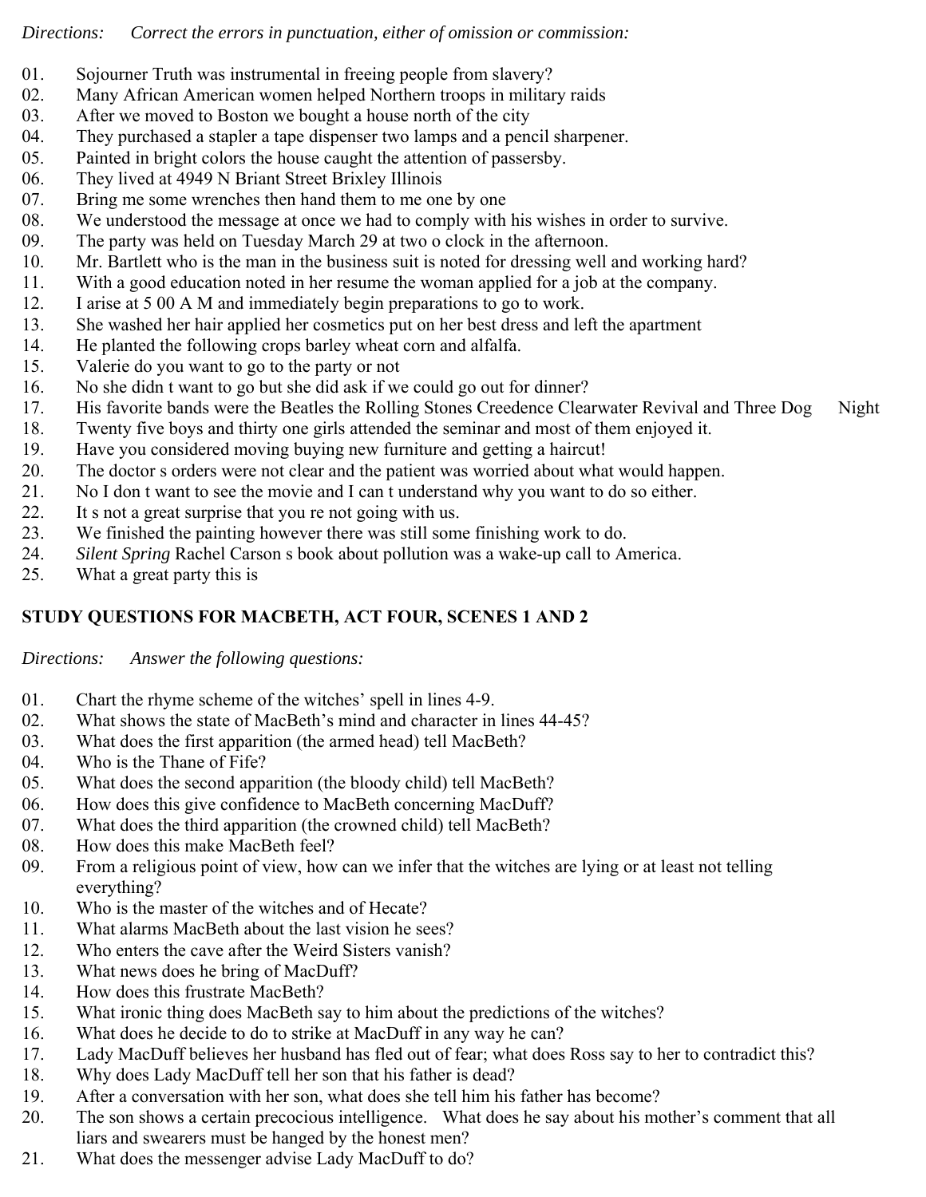*Directions: Correct the errors in punctuation, either of omission or commission:*

01. Sojourner Truth was instrumental in freeing people from slavery?
02. Many African American women helped Northern troops in military raids
03. After we moved to Boston we bought a house north of the city
04. They purchased a stapler a tape dispenser two lamps and a pencil sharpener.
05. Painted in bright colors the house caught the attention of passersby.
06. They lived at 4949 N Briant Street Brixley Illinois
07. Bring me some wrenches then hand them to me one by one
08. We understood the message at once we had to comply with his wishes in order to survive.
09. The party was held on Tuesday March 29 at two o clock in the afternoon.
10. Mr. Bartlett who is the man in the business suit is noted for dressing well and working hard?
11. With a good education noted in her resume the woman applied for a job at the company.
12. I arise at 5 00 A M and immediately begin preparations to go to work.
13. She washed her hair applied her cosmetics put on her best dress and left the apartment
14. He planted the following crops barley wheat corn and alfalfa.
15. Valerie do you want to go to the party or not
16. No she didn t want to go but she did ask if we could go out for dinner?
17. His favorite bands were the Beatles the Rolling Stones Creedence Clearwater Revival and Three Dog Night
18. Twenty five boys and thirty one girls attended the seminar and most of them enjoyed it.
19. Have you considered moving buying new furniture and getting a haircut!
20. The doctor s orders were not clear and the patient was worried about what would happen.
21. No I don t want to see the movie and I can t understand why you want to do so either.
22. It s not a great surprise that you re not going with us.
23. We finished the painting however there was still some finishing work to do.
24. *Silent Spring* Rachel Carson s book about pollution was a wake-up call to America.
25. What a great party this is

## STUDY QUESTIONS FOR MACBETH, ACT FOUR, SCENES 1 AND 2

*Directions: Answer the following questions:*

01. Chart the rhyme scheme of the witches' spell in lines 4-9.
02. What shows the state of MacBeth's mind and character in lines 44-45?
03. What does the first apparition (the armed head) tell MacBeth?
04. Who is the Thane of Fife?
05. What does the second apparition (the bloody child) tell MacBeth?
06. How does this give confidence to MacBeth concerning MacDuff?
07. What does the third apparition (the crowned child) tell MacBeth?
08. How does this make MacBeth feel?
09. From a religious point of view, how can we infer that the witches are lying or at least not telling everything?
10. Who is the master of the witches and of Hecate?
11. What alarms MacBeth about the last vision he sees?
12. Who enters the cave after the Weird Sisters vanish?
13. What news does he bring of MacDuff?
14. How does this frustrate MacBeth?
15. What ironic thing does MacBeth say to him about the predictions of the witches?
16. What does he decide to do to strike at MacDuff in any way he can?
17. Lady MacDuff believes her husband has fled out of fear; what does Ross say to her to contradict this?
18. Why does Lady MacDuff tell her son that his father is dead?
19. After a conversation with her son, what does she tell him his father has become?
20. The son shows a certain precocious intelligence. What does he say about his mother's comment that all liars and swearers must be hanged by the honest men?
21. What does the messenger advise Lady MacDuff to do?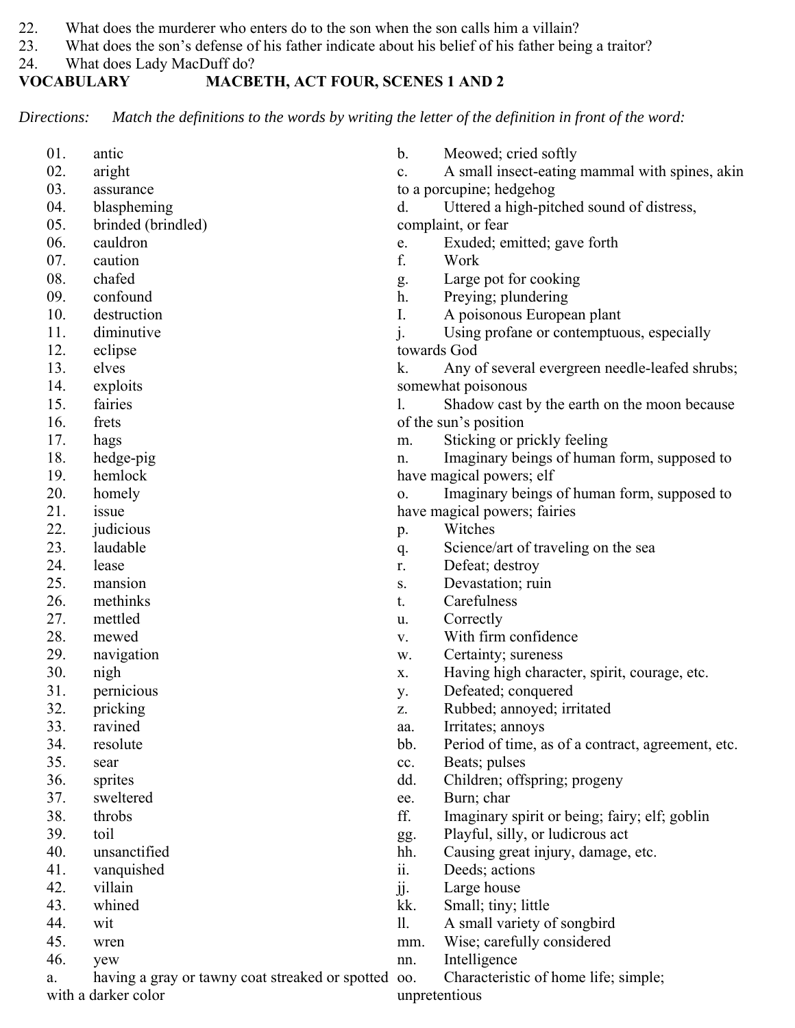22. What does the murderer who enters do to the son when the son calls him a villain?
23. What does the son's defense of his father indicate about his belief of his father being a traitor?
24. What does Lady MacDuff do?

**VOCABULARY MACBETH, ACT FOUR, SCENES 1 AND 2**

*Directions: Match the definitions to the words by writing the letter of the definition in front of the word:*

01. antic
02. aright
03. assurance
04. blaspheming
05. brinded (brindled)
06. cauldron
07. caution
08. chafed
09. confound
10. destruction
11. diminutive
12. eclipse
13. elves
14. exploits
15. fairies
16. frets
17. hags
18. hedge-pig
19. hemlock
20. homely
21. issue
22. judicious
23. laudable
24. lease
25. mansion
26. methinks
27. mettled
28. mewed
29. navigation
30. nigh
31. pernicious
32. pricking
33. ravined
34. resolute
35. sear
36. sprites
37. sweltered
38. throbs
39. toil
40. unsanctified
41. vanquished
42. villain
43. whined
44. wit
45. wren
46. yew

a. having a gray or tawny coat streaked or spotted with a darker color
b. Meowed; cried softly
c. A small insect-eating mammal with spines, akin to a porcupine; hedgehog
d. Uttered a high-pitched sound of distress, complaint, or fear
e. Exuded; emitted; gave forth
f. Work
g. Large pot for cooking
h. Preying; plundering
I. A poisonous European plant
j. Using profane or contemptuous, especially towards God
k. Any of several evergreen needle-leafed shrubs; somewhat poisonous
l. Shadow cast by the earth on the moon because of the sun's position
m. Sticking or prickly feeling
n. Imaginary beings of human form, supposed to have magical powers; elf
o. Imaginary beings of human form, supposed to have magical powers; fairies
p. Witches
q. Science/art of traveling on the sea
r. Defeat; destroy
s. Devastation; ruin
t. Carefulness
u. Correctly
v. With firm confidence
w. Certainty; sureness
x. Having high character, spirit, courage, etc.
y. Defeated; conquered
z. Rubbed; annoyed; irritated
aa. Irritates; annoys
bb. Period of time, as of a contract, agreement, etc.
cc. Beats; pulses
dd. Children; offspring; progeny
ee. Burn; char
ff. Imaginary spirit or being; fairy; elf; goblin
gg. Playful, silly, or ludicrous act
hh. Causing great injury, damage, etc.
ii. Deeds; actions
jj. Large house
kk. Small; tiny; little
ll. A small variety of songbird
mm. Wise; carefully considered
nn. Intelligence
oo. Characteristic of home life; simple; unpretentious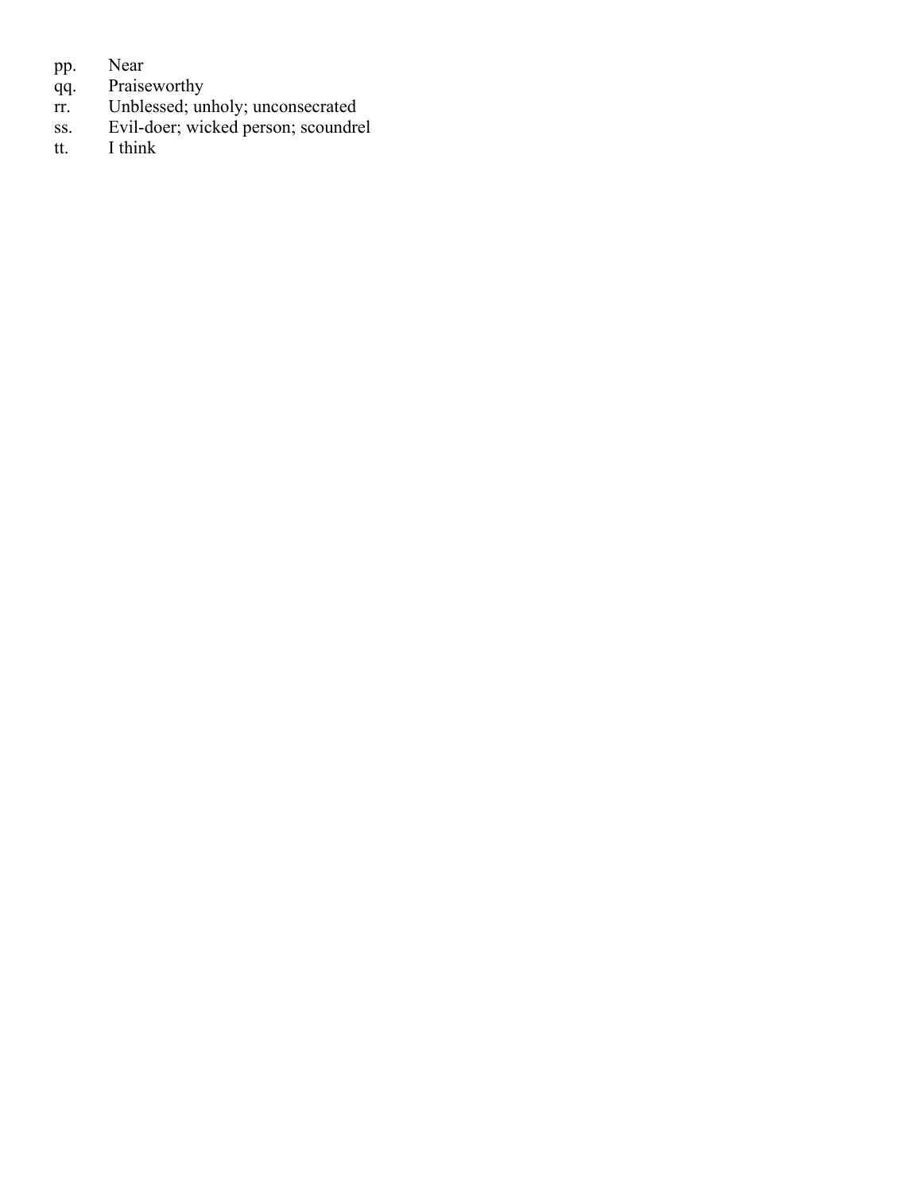pp. Near
qq. Praiseworthy
rr. Unblessed; unholy; unconsecrated
ss. Evil-doer; wicked person; scoundrel
tt. I think